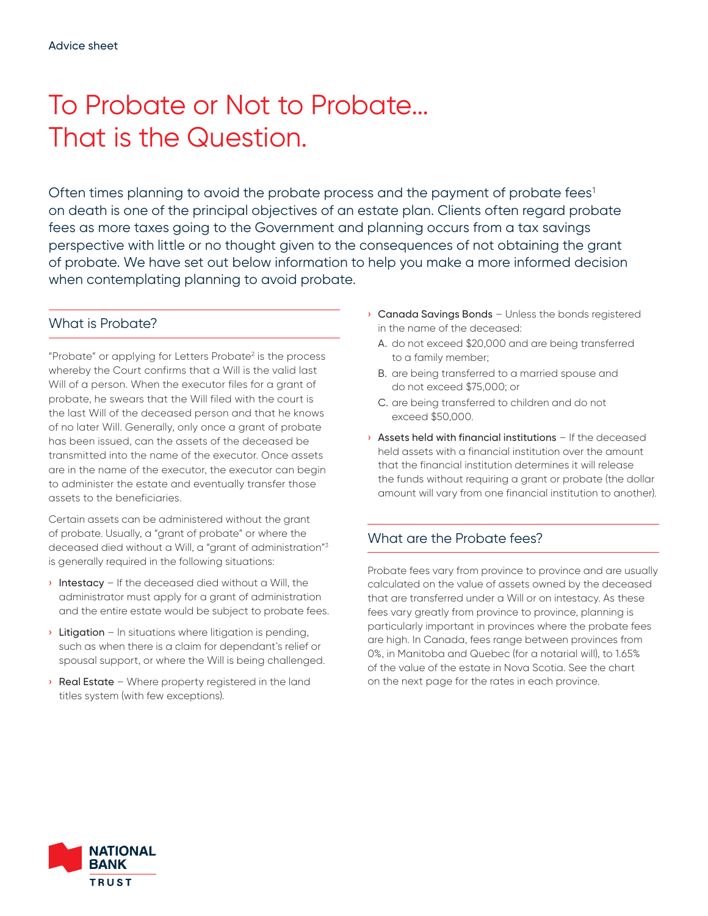Advice sheet

# To Probate or Not to Probate… That is the Question.

Often times planning to avoid the probate process and the payment of probate fees[1] on death is one of the principal objectives of an estate plan. Clients often regard probate fees as more taxes going to the Government and planning occurs from a tax savings perspective with little or no thought given to the consequences of not obtaining the grant of probate. We have set out below information to help you make a more informed decision when contemplating planning to avoid probate.

## What is Probate?

"Probate" or applying for Letters Probate[2] is the process whereby the Court confirms that a Will is the valid last Will of a person. When the executor files for a grant of probate, he swears that the Will filed with the court is the last Will of the deceased person and that he knows of no later Will. Generally, only once a grant of probate has been issued, can the assets of the deceased be transmitted into the name of the executor. Once assets are in the name of the executor, the executor can begin to administer the estate and eventually transfer those assets to the beneficiaries.

Certain assets can be administered without the grant of probate. Usually, a "grant of probate" or where the deceased died without a Will, a "grant of administration"[3] is generally required in the following situations:

- **Intestacy** – If the deceased died without a Will, the administrator must apply for a grant of administration and the entire estate would be subject to probate fees.
- **Litigation** – In situations where litigation is pending, such as when there is a claim for dependant's relief or spousal support, or where the Will is being challenged.
- **Real Estate** – Where property registered in the land titles system (with few exceptions).
- **Canada Savings Bonds** – Unless the bonds registered in the name of the deceased:
  A. do not exceed $20,000 and are being transferred to a family member;
  B. are being transferred to a married spouse and do not exceed $75,000; or
  C. are being transferred to children and do not exceed $50,000.
- **Assets held with financial institutions** – If the deceased held assets with a financial institution over the amount that the financial institution determines it will release the funds without requiring a grant or probate (the dollar amount will vary from one financial institution to another).

## What are the Probate fees?

Probate fees vary from province to province and are usually calculated on the value of assets owned by the deceased that are transferred under a Will or on intestacy. As these fees vary greatly from province to province, planning is particularly important in provinces where the probate fees are high. In Canada, fees range between provinces from 0%, in Manitoba and Quebec (for a notarial will), to 1.65% of the value of the estate in Nova Scotia. See the chart on the next page for the rates in each province.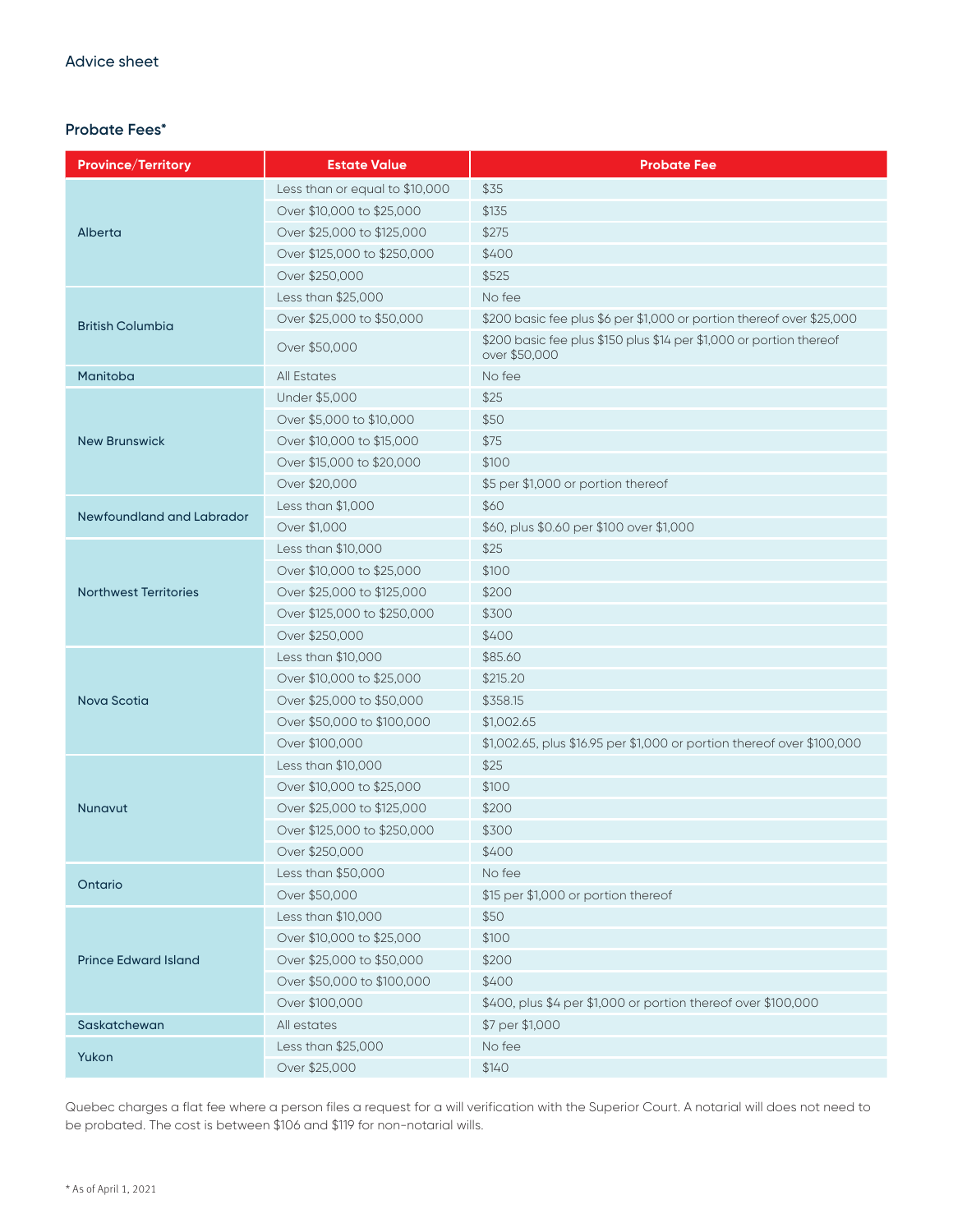Advice sheet

## Probate Fees*

| Province/Territory | Estate Value | Probate Fee |
|---|---|---|
| Alberta | Less than or equal to $10,000 | $35 |
| | Over $10,000 to $25,000 | $135 |
| | Over $25,000 to $125,000 | $275 |
| | Over $125,000 to $250,000 | $400 |
| | Over $250,000 | $525 |
| British Columbia | Less than $25,000 | No fee |
| | Over $25,000 to $50,000 | $200 basic fee plus $6 per $1,000 or portion thereof over $25,000 |
| | Over $50,000 | $200 basic fee plus $150 plus $14 per $1,000 or portion thereof over $50,000 |
| Manitoba | All Estates | No fee |
| New Brunswick | Under $5,000 | $25 |
| | Over $5,000 to $10,000 | $50 |
| | Over $10,000 to $15,000 | $75 |
| | Over $15,000 to $20,000 | $100 |
| | Over $20,000 | $5 per $1,000 or portion thereof |
| Newfoundland and Labrador | Less than $1,000 | $60 |
| | Over $1,000 | $60, plus $0.60 per $100 over $1,000 |
| Northwest Territories | Less than $10,000 | $25 |
| | Over $10,000 to $25,000 | $100 |
| | Over $25,000 to $125,000 | $200 |
| | Over $125,000 to $250,000 | $300 |
| | Over $250,000 | $400 |
| Nova Scotia | Less than $10,000 | $85.60 |
| | Over $10,000 to $25,000 | $215.20 |
| | Over $25,000 to $50,000 | $358.15 |
| | Over $50,000 to $100,000 | $1,002.65 |
| | Over $100,000 | $1,002.65, plus $16.95 per $1,000 or portion thereof over $100,000 |
| Nunavut | Less than $10,000 | $25 |
| | Over $10,000 to $25,000 | $100 |
| | Over $25,000 to $125,000 | $200 |
| | Over $125,000 to $250,000 | $300 |
| | Over $250,000 | $400 |
| Ontario | Less than $50,000 | No fee |
| | Over $50,000 | $15 per $1,000 or portion thereof |
| Prince Edward Island | Less than $10,000 | $50 |
| | Over $10,000 to $25,000 | $100 |
| | Over $25,000 to $50,000 | $200 |
| | Over $50,000 to $100,000 | $400 |
| | Over $100,000 | $400, plus $4 per $1,000 or portion thereof over $100,000 |
| Saskatchewan | All estates | $7 per $1,000 |
| Yukon | Less than $25,000 | No fee |
| | Over $25,000 | $140 |

Quebec charges a flat fee where a person files a request for a will verification with the Superior Court. A notarial will does not need to be probated. The cost is between $106 and $119 for non-notarial wills.

* As of April 1, 2021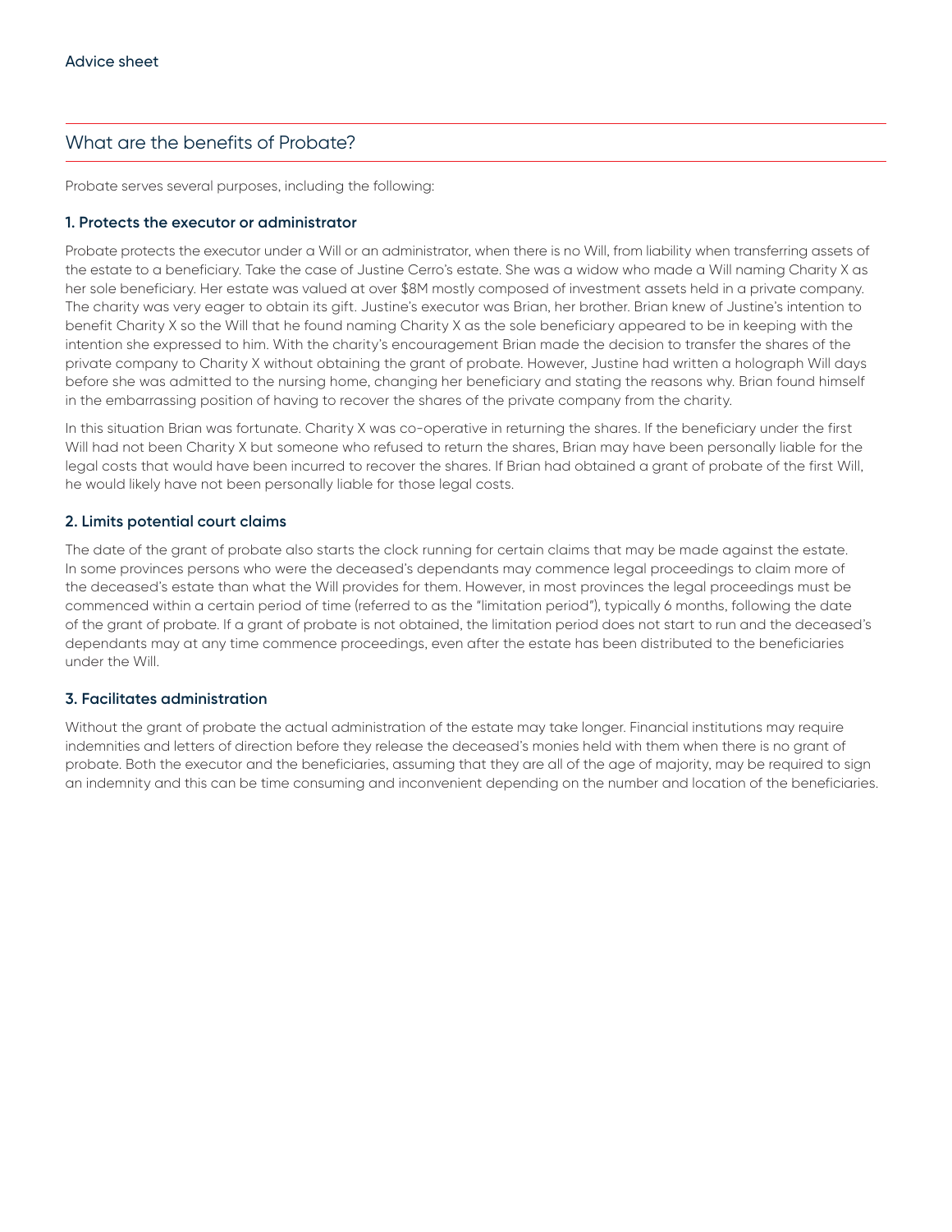## What are the benefits of Probate?

Probate serves several purposes, including the following:

### 1. Protects the executor or administrator

Probate protects the executor under a Will or an administrator, when there is no Will, from liability when transferring assets of the estate to a beneficiary. Take the case of Justine Cerro's estate. She was a widow who made a Will naming Charity X as her sole beneficiary. Her estate was valued at over $8M mostly composed of investment assets held in a private company. The charity was very eager to obtain its gift. Justine's executor was Brian, her brother. Brian knew of Justine's intention to benefit Charity X so the Will that he found naming Charity X as the sole beneficiary appeared to be in keeping with the intention she expressed to him. With the charity's encouragement Brian made the decision to transfer the shares of the private company to Charity X without obtaining the grant of probate. However, Justine had written a holograph Will days before she was admitted to the nursing home, changing her beneficiary and stating the reasons why. Brian found himself in the embarrassing position of having to recover the shares of the private company from the charity.

In this situation Brian was fortunate. Charity X was co-operative in returning the shares. If the beneficiary under the first Will had not been Charity X but someone who refused to return the shares, Brian may have been personally liable for the legal costs that would have been incurred to recover the shares. If Brian had obtained a grant of probate of the first Will, he would likely have not been personally liable for those legal costs.

### 2. Limits potential court claims

The date of the grant of probate also starts the clock running for certain claims that may be made against the estate. In some provinces persons who were the deceased's dependants may commence legal proceedings to claim more of the deceased's estate than what the Will provides for them. However, in most provinces the legal proceedings must be commenced within a certain period of time (referred to as the "limitation period"), typically 6 months, following the date of the grant of probate. If a grant of probate is not obtained, the limitation period does not start to run and the deceased's dependants may at any time commence proceedings, even after the estate has been distributed to the beneficiaries under the Will.

### 3. Facilitates administration

Without the grant of probate the actual administration of the estate may take longer. Financial institutions may require indemnities and letters of direction before they release the deceased's monies held with them when there is no grant of probate. Both the executor and the beneficiaries, assuming that they are all of the age of majority, may be required to sign an indemnity and this can be time consuming and inconvenient depending on the number and location of the beneficiaries.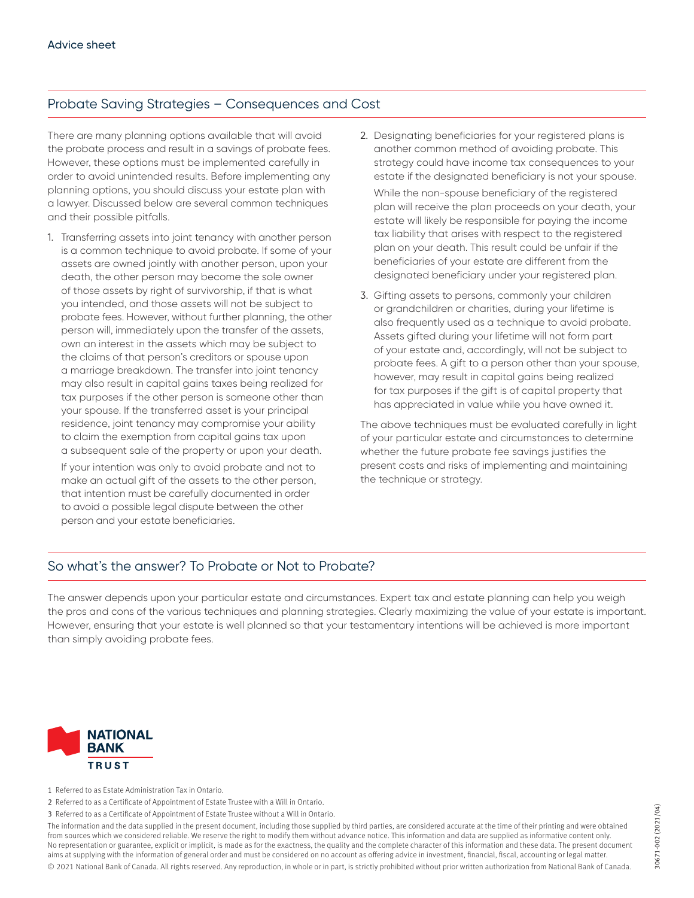Advice sheet

## Probate Saving Strategies – Consequences and Cost

There are many planning options available that will avoid the probate process and result in a savings of probate fees. However, these options must be implemented carefully in order to avoid unintended results. Before implementing any planning options, you should discuss your estate plan with a lawyer. Discussed below are several common techniques and their possible pitfalls.

1. Transferring assets into joint tenancy with another person is a common technique to avoid probate. If some of your assets are owned jointly with another person, upon your death, the other person may become the sole owner of those assets by right of survivorship, if that is what you intended, and those assets will not be subject to probate fees. However, without further planning, the other person will, immediately upon the transfer of the assets, own an interest in the assets which may be subject to the claims of that person's creditors or spouse upon a marriage breakdown. The transfer into joint tenancy may also result in capital gains taxes being realized for tax purposes if the other person is someone other than your spouse. If the transferred asset is your principal residence, joint tenancy may compromise your ability to claim the exemption from capital gains tax upon a subsequent sale of the property or upon your death.

   If your intention was only to avoid probate and not to make an actual gift of the assets to the other person, that intention must be carefully documented in order to avoid a possible legal dispute between the other person and your estate beneficiaries.

2. Designating beneficiaries for your registered plans is another common method of avoiding probate. This strategy could have income tax consequences to your estate if the designated beneficiary is not your spouse.

   While the non-spouse beneficiary of the registered plan will receive the plan proceeds on your death, your estate will likely be responsible for paying the income tax liability that arises with respect to the registered plan on your death. This result could be unfair if the beneficiaries of your estate are different from the designated beneficiary under your registered plan.

3. Gifting assets to persons, commonly your children or grandchildren or charities, during your lifetime is also frequently used as a technique to avoid probate. Assets gifted during your lifetime will not form part of your estate and, accordingly, will not be subject to probate fees. A gift to a person other than your spouse, however, may result in capital gains being realized for tax purposes if the gift is of capital property that has appreciated in value while you have owned it.

The above techniques must be evaluated carefully in light of your particular estate and circumstances to determine whether the future probate fee savings justifies the present costs and risks of implementing and maintaining the technique or strategy.

## So what's the answer? To Probate or Not to Probate?

The answer depends upon your particular estate and circumstances. Expert tax and estate planning can help you weigh the pros and cons of the various techniques and planning strategies. Clearly maximizing the value of your estate is important. However, ensuring that your estate is well planned so that your testamentary intentions will be achieved is more important than simply avoiding probate fees.

NATIONAL BANK TRUST

1 Referred to as Estate Administration Tax in Ontario.

2 Referred to as a Certificate of Appointment of Estate Trustee with a Will in Ontario.

3 Referred to as a Certificate of Appointment of Estate Trustee without a Will in Ontario.

The information and the data supplied in the present document, including those supplied by third parties, are considered accurate at the time of their printing and were obtained from sources which we considered reliable. We reserve the right to modify them without advance notice. This information and data are supplied as informative content only. No representation or guarantee, explicit or implicit, is made as for the exactness, the quality and the complete character of this information and these data. The present document aims at supplying with the information of general order and must be considered on no account as offering advice in investment, financial, fiscal, accounting or legal matter.

© 2021 National Bank of Canada. All rights reserved. Any reproduction, in whole or in part, is strictly prohibited without prior written authorization from National Bank of Canada.

30671-002 (2021/04)